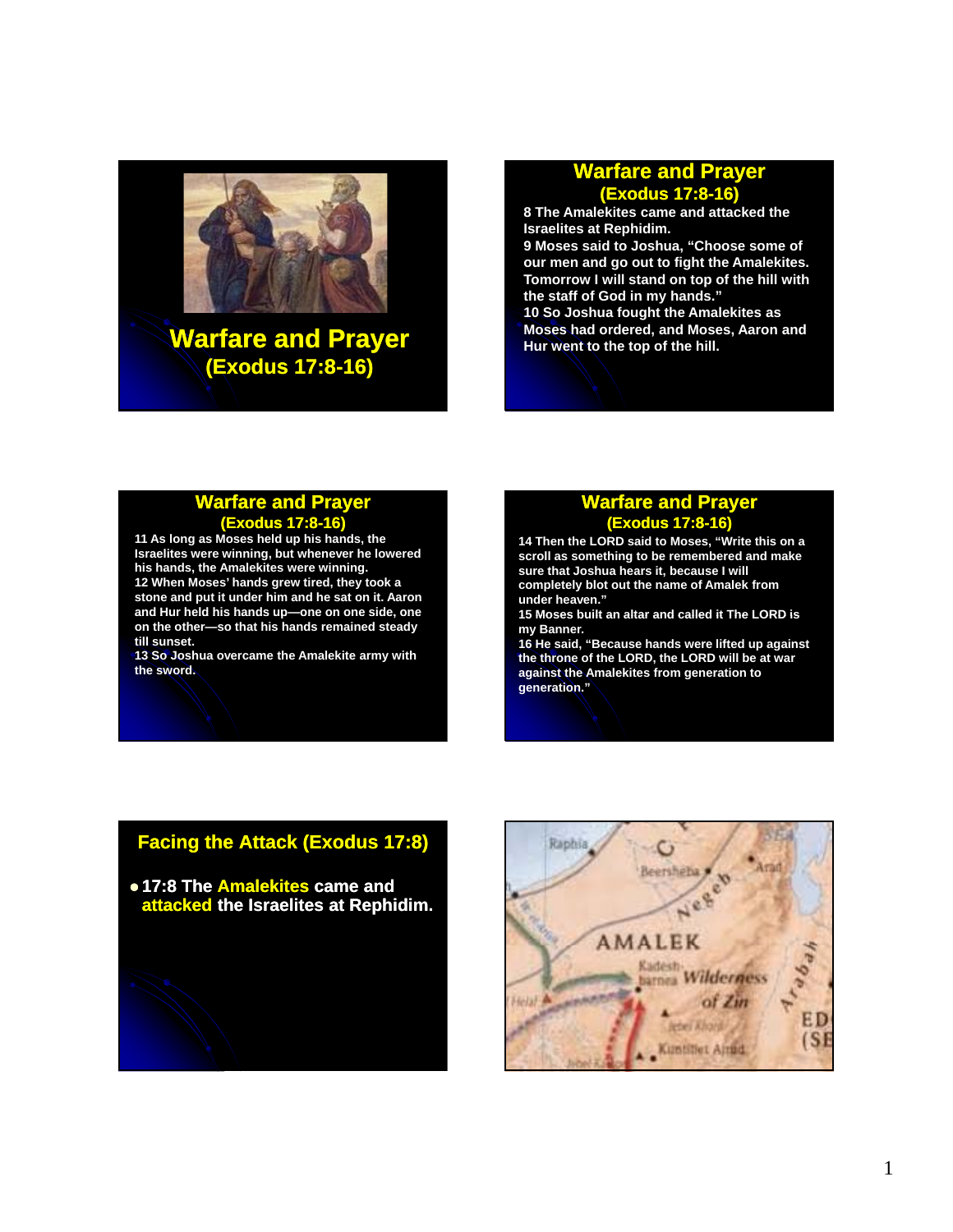# Warfare and Prayer
## (Exodus 17:8-16)

---

## Warfare and Prayer
### (Exodus 17:8-16)

**8 The Amalekites came and attacked the Israelites at Rephidim.**
**9 Moses said to Joshua, "Choose some of our men and go out to fight the Amalekites. Tomorrow I will stand on top of the hill with the staff of God in my hands."**
**10 So Joshua fought the Amalekites as Moses had ordered, and Moses, Aaron and Hur went to the top of the hill.**

---

## Warfare and Prayer
### (Exodus 17:8-16)

**11 As long as Moses held up his hands, the Israelites were winning, but whenever he lowered his hands, the Amalekites were winning.**
**12 When Moses' hands grew tired, they took a stone and put it under him and he sat on it. Aaron and Hur held his hands up—one on one side, one on the other—so that his hands remained steady till sunset.**
**13 So Joshua overcame the Amalekite army with the sword.**

---

## Warfare and Prayer
### (Exodus 17:8-16)

**14 Then the LORD said to Moses, "Write this on a scroll as something to be remembered and make sure that Joshua hears it, because I will completely blot out the name of Amalek from under heaven."**
**15 Moses built an altar and called it The LORD is my Banner.**
**16 He said, "Because hands were lifted up against the throne of the LORD, the LORD will be at war against the Amalekites from generation to generation."**

---

## Facing the Attack (Exodus 17:8)

- **17:8 The Amalekites came and attacked the Israelites at Rephidim.**

---

Raphia, Beersheba, Arad, Negeb, AMALEK, Kadesh-barnea, Wilderness of Zin, Arabah, ED (SE, Jebel Khoriz, Kuntillet Ajrud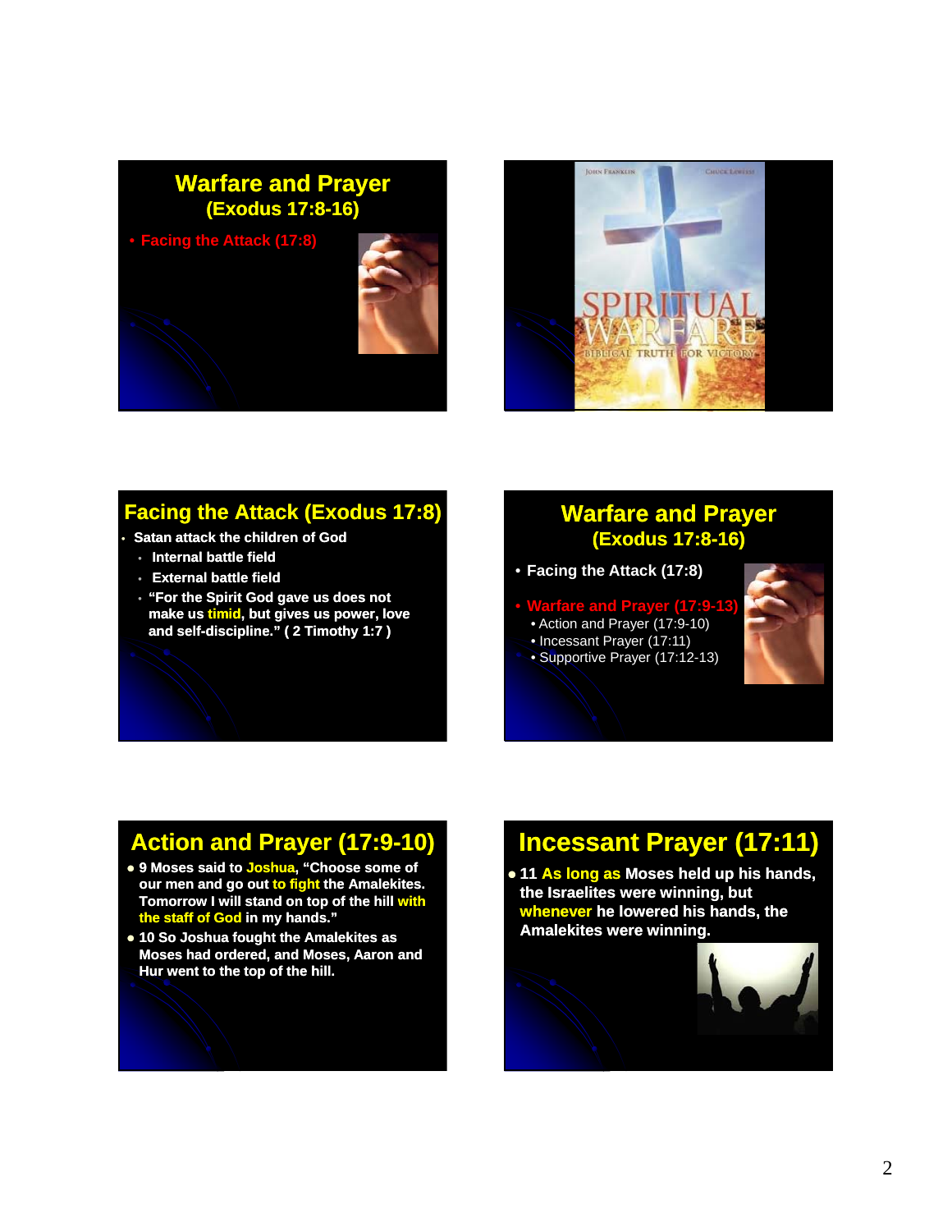## Warfare and Prayer
### (Exodus 17:8-16)

- Facing the Attack (17:8)

---

JOHN FRANKLIN CHUCK LAWLESS

SPIRITUAL WARFARE

BIBLICAL TRUTH FOR VICTORY

---

## Facing the Attack (Exodus 17:8)

- Satan attack the children of God
  - Internal battle field
  - External battle field
  - "For the Spirit God gave us does not make us timid, but gives us power, love and self-discipline." ( 2 Timothy 1:7 )

---

## Warfare and Prayer
### (Exodus 17:8-16)

- Facing the Attack (17:8)
- Warfare and Prayer (17:9-13)
  - Action and Prayer (17:9-10)
  - Incessant Prayer (17:11)
  - Supportive Prayer (17:12-13)

---

## Action and Prayer (17:9-10)

- 9 Moses said to Joshua, "Choose some of our men and go out to fight the Amalekites. Tomorrow I will stand on top of the hill with the staff of God in my hands."
- 10 So Joshua fought the Amalekites as Moses had ordered, and Moses, Aaron and Hur went to the top of the hill.

---

## Incessant Prayer (17:11)

- 11 As long as Moses held up his hands, the Israelites were winning, but whenever he lowered his hands, the Amalekites were winning.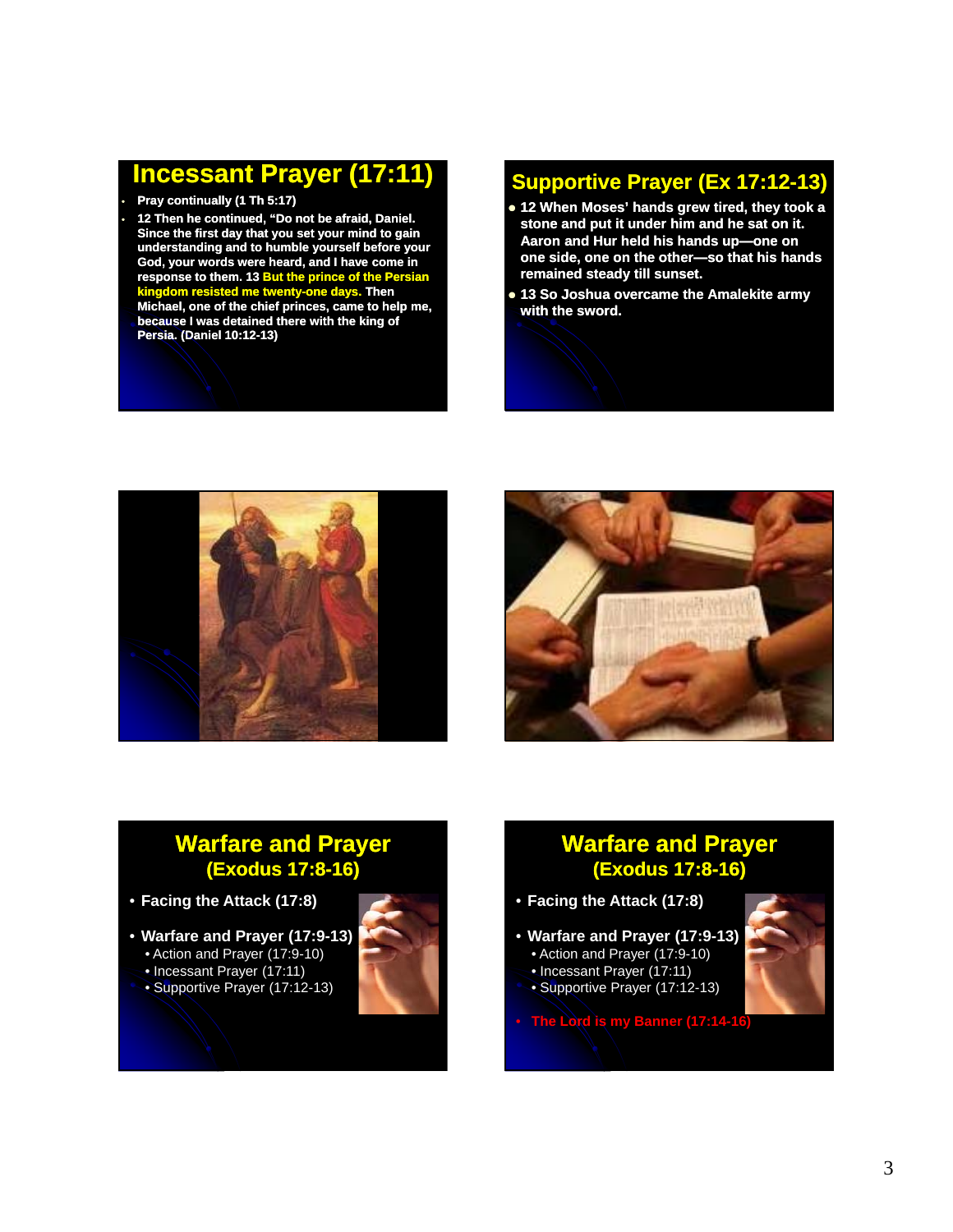## Incessant Prayer (17:11)

- Pray continually (1 Th 5:17)
- 12 Then he continued, "Do not be afraid, Daniel. Since the first day that you set your mind to gain understanding and to humble yourself before your God, your words were heard, and I have come in response to them. 13 **But the prince of the Persian kingdom resisted me twenty-one days.** Then Michael, one of the chief princes, came to help me, because I was detained there with the king of Persia. (Daniel 10:12-13)

## Supportive Prayer (Ex 17:12-13)

- 12 When Moses' hands grew tired, they took a stone and put it under him and he sat on it. Aaron and Hur held his hands up—one on one side, one on the other—so that his hands remained steady till sunset.
- 13 So Joshua overcame the Amalekite army with the sword.

## Warfare and Prayer (Exodus 17:8-16)

- Facing the Attack (17:8)
- Warfare and Prayer (17:9-13)
  - Action and Prayer (17:9-10)
  - Incessant Prayer (17:11)
  - Supportive Prayer (17:12-13)

## Warfare and Prayer (Exodus 17:8-16)

- Facing the Attack (17:8)
- Warfare and Prayer (17:9-13)
  - Action and Prayer (17:9-10)
  - Incessant Prayer (17:11)
  - Supportive Prayer (17:12-13)
- The Lord is my Banner (17:14-16)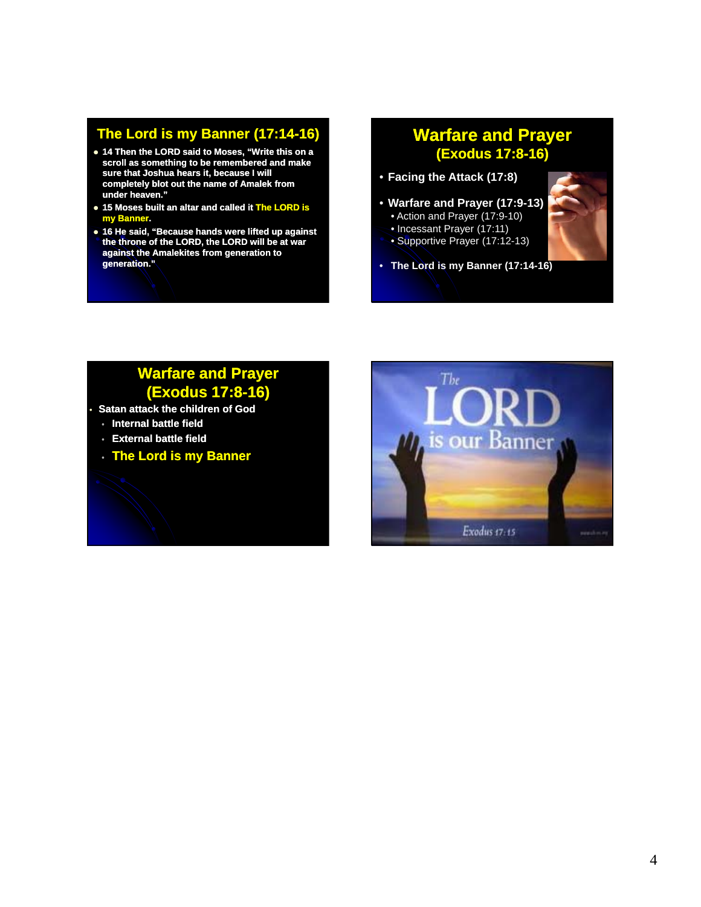## The Lord is my Banner (17:14-16)

- 14 Then the LORD said to Moses, "Write this on a scroll as something to be remembered and make sure that Joshua hears it, because I will completely blot out the name of Amalek from under heaven."
- 15 Moses built an altar and called it **The LORD is my Banner**.
- 16 He said, "Because hands were lifted up against the throne of the LORD, the LORD will be at war against the Amalekites from generation to generation."

## Warfare and Prayer (Exodus 17:8-16)

- Facing the Attack (17:8)
- Warfare and Prayer (17:9-13)
  - Action and Prayer (17:9-10)
  - Incessant Prayer (17:11)
  - Supportive Prayer (17:12-13)
- The Lord is my Banner (17:14-16)

## Warfare and Prayer (Exodus 17:8-16)

- Satan attack the children of God
  - Internal battle field
  - External battle field
  - **The Lord is my Banner**

The LORD is our Banner

Exodus 17:15